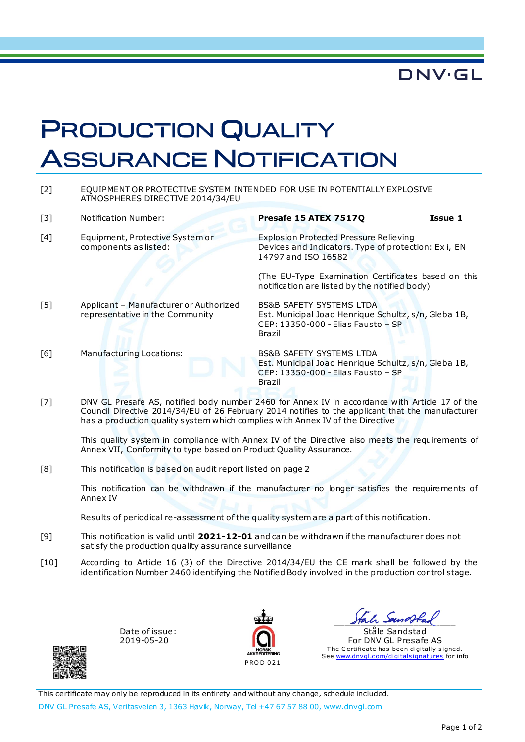DNV·GL

# Production Quality Assurance Notification

| | | |
|---|---|---|
| [2] | EQUIPMENT OR PROTECTIVE SYSTEM INTENDED FOR USE IN POTENTIALLY EXPLOSIVE ATMOSPHERES DIRECTIVE 2014/34/EU | |
| [3] | Notification Number: | **Presafe 15 ATEX 7517Q** **Issue 1** |
| [4] | Equipment, Protective System or components as listed: | Explosion Protected Pressure Relieving Devices and Indicators. Type of protection: Ex i, EN 14797 and ISO 16582<br><br>(The EU-Type Examination Certificates based on this notification are listed by the notified body) |
| [5] | Applicant – Manufacturer or Authorized representative in the Community | BS&B SAFETY SYSTEMS LTDA<br>Est. Municipal Joao Henrique Schultz, s/n, Gleba 1B,<br>CEP: 13350-000 - Elias Fausto – SP<br>Brazil |
| [6] | Manufacturing Locations: | BS&B SAFETY SYSTEMS LTDA<br>Est. Municipal Joao Henrique Schultz, s/n, Gleba 1B,<br>CEP: 13350-000 - Elias Fausto – SP<br>Brazil |

[7] DNV GL Presafe AS, notified body number 2460 for Annex IV in accordance with Article 17 of the Council Directive 2014/34/EU of 26 February 2014 notifies to the applicant that the manufacturer has a production quality system which complies with Annex IV of the Directive

This quality system in compliance with Annex IV of the Directive also meets the requirements of Annex VII, Conformity to type based on Product Quality Assurance.

[8] This notification is based on audit report listed on page 2

This notification can be withdrawn if the manufacturer no longer satisfies the requirements of Annex IV

Results of periodical re-assessment of the quality system are a part of this notification.

[9] This notification is valid until **2021-12-01** and can be withdrawn if the manufacturer does not satisfy the production quality assurance surveillance

[10] According to Article 16 (3) of the Directive 2014/34/EU the CE mark shall be followed by the identification Number 2460 identifying the Notified Body involved in the production control stage.

Date of issue:
2019-05-20

NORSK AKKREDITERING
PROD 021

Ståle Sandstad
For DNV GL Presafe AS
The Certificate has been digitally signed.
See www.dnvgl.com/digitalsignatures for info

This certificate may only be reproduced in its entirety and without any change, schedule included.

DNV GL Presafe AS, Veritasveien 3, 1363 Høvik, Norway, Tel +47 67 57 88 00, www.dnvgl.com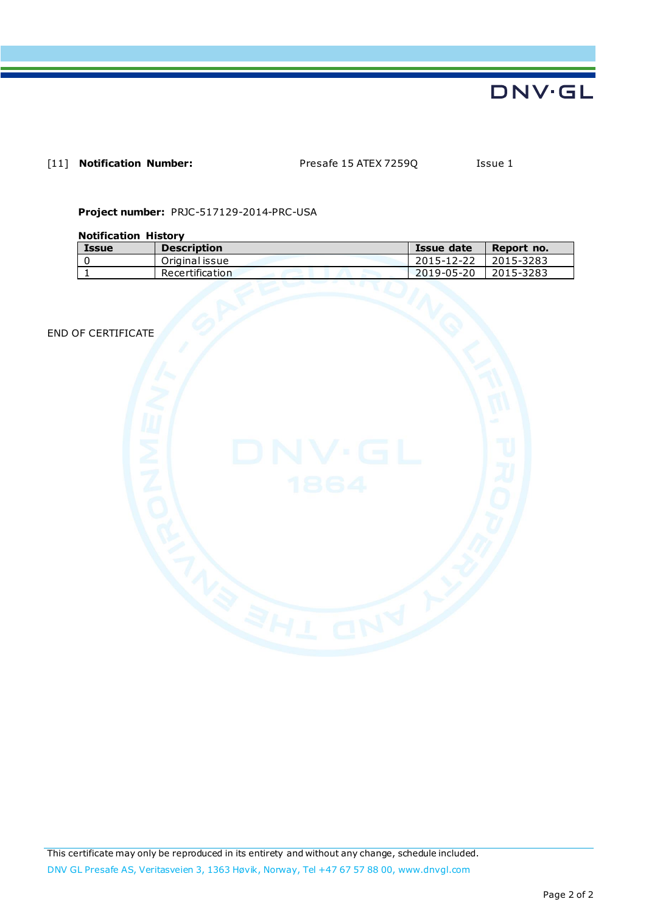[11] **Notification Number:** Presafe 15 ATEX 7259Q Issue 1

**Project number:** PRJC-517129-2014-PRC-USA

**Notification History**

| Issue | Description | Issue date | Report no. |
|---|---|---|---|
| 0 | Original issue | 2015-12-22 | 2015-3283 |
| 1 | Recertification | 2019-05-20 | 2015-3283 |

END OF CERTIFICATE

This certificate may only be reproduced in its entirety and without any change, schedule included.

DNV GL Presafe AS, Veritasveien 3, 1363 Høvik, Norway, Tel +47 67 57 88 00, www.dnvgl.com